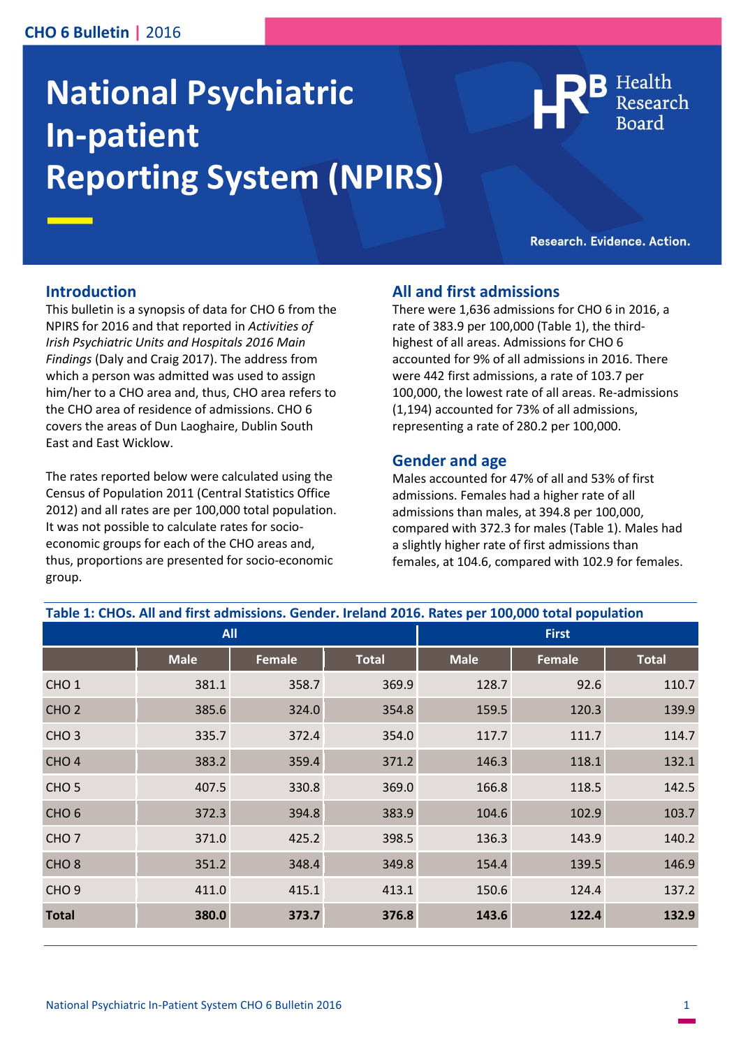# National Psychiatric In-patient Reporting System (NPIRS)

Health Research Board

Research. Evidence. Action.

## Introduction

This bulletin is a synopsis of data for CHO 6 from the NPIRS for 2016 and that reported in *Activities of Irish Psychiatric Units and Hospitals 2016 Main Findings* (Daly and Craig 2017). The address from which a person was admitted was used to assign him/her to a CHO area and, thus, CHO area refers to the CHO area of residence of admissions. CHO 6 covers the areas of Dun Laoghaire, Dublin South East and East Wicklow.

The rates reported below were calculated using the Census of Population 2011 (Central Statistics Office 2012) and all rates are per 100,000 total population. It was not possible to calculate rates for socio-economic groups for each of the CHO areas and, thus, proportions are presented for socio-economic group.

## All and first admissions

There were 1,636 admissions for CHO 6 in 2016, a rate of 383.9 per 100,000 (Table 1), the third-highest of all areas. Admissions for CHO 6 accounted for 9% of all admissions in 2016. There were 442 first admissions, a rate of 103.7 per 100,000, the lowest rate of all areas. Re-admissions (1,194) accounted for 73% of all admissions, representing a rate of 280.2 per 100,000.

## Gender and age

Males accounted for 47% of all and 53% of first admissions. Females had a higher rate of all admissions than males, at 394.8 per 100,000, compared with 372.3 for males (Table 1). Males had a slightly higher rate of first admissions than females, at 104.6, compared with 102.9 for females.

**Table 1: CHOs. All and first admissions. Gender. Ireland 2016. Rates per 100,000 total population**

| | All | | | First | | |
|---|---|---|---|---|---|---|
| | Male | Female | Total | Male | Female | Total |
| CHO 1 | 381.1 | 358.7 | 369.9 | 128.7 | 92.6 | 110.7 |
| CHO 2 | 385.6 | 324.0 | 354.8 | 159.5 | 120.3 | 139.9 |
| CHO 3 | 335.7 | 372.4 | 354.0 | 117.7 | 111.7 | 114.7 |
| CHO 4 | 383.2 | 359.4 | 371.2 | 146.3 | 118.1 | 132.1 |
| CHO 5 | 407.5 | 330.8 | 369.0 | 166.8 | 118.5 | 142.5 |
| CHO 6 | 372.3 | 394.8 | 383.9 | 104.6 | 102.9 | 103.7 |
| CHO 7 | 371.0 | 425.2 | 398.5 | 136.3 | 143.9 | 140.2 |
| CHO 8 | 351.2 | 348.4 | 349.8 | 154.4 | 139.5 | 146.9 |
| CHO 9 | 411.0 | 415.1 | 413.1 | 150.6 | 124.4 | 137.2 |
| **Total** | **380.0** | **373.7** | **376.8** | **143.6** | **122.4** | **132.9** |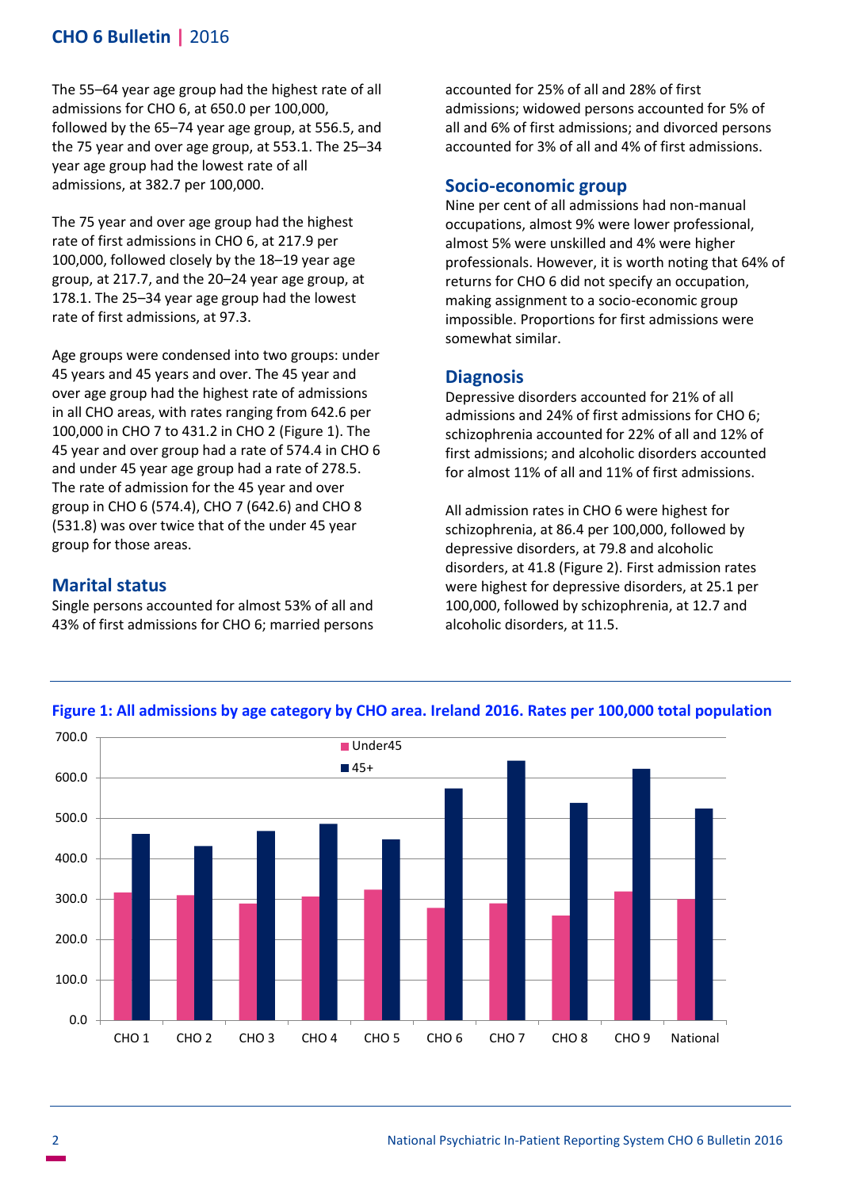The 55–64 year age group had the highest rate of all admissions for CHO 6, at 650.0 per 100,000, followed by the 65–74 year age group, at 556.5, and the 75 year and over age group, at 553.1. The 25–34 year age group had the lowest rate of all admissions, at 382.7 per 100,000.

The 75 year and over age group had the highest rate of first admissions in CHO 6, at 217.9 per 100,000, followed closely by the 18–19 year age group, at 217.7, and the 20–24 year age group, at 178.1. The 25–34 year age group had the lowest rate of first admissions, at 97.3.

Age groups were condensed into two groups: under 45 years and 45 years and over. The 45 year and over age group had the highest rate of admissions in all CHO areas, with rates ranging from 642.6 per 100,000 in CHO 7 to 431.2 in CHO 2 (Figure 1). The 45 year and over group had a rate of 574.4 in CHO 6 and under 45 year age group had a rate of 278.5. The rate of admission for the 45 year and over group in CHO 6 (574.4), CHO 7 (642.6) and CHO 8 (531.8) was over twice that of the under 45 year group for those areas.

## Marital status

Single persons accounted for almost 53% of all and 43% of first admissions for CHO 6; married persons accounted for 25% of all and 28% of first admissions; widowed persons accounted for 5% of all and 6% of first admissions; and divorced persons accounted for 3% of all and 4% of first admissions.

## Socio-economic group

Nine per cent of all admissions had non-manual occupations, almost 9% were lower professional, almost 5% were unskilled and 4% were higher professionals. However, it is worth noting that 64% of returns for CHO 6 did not specify an occupation, making assignment to a socio-economic group impossible. Proportions for first admissions were somewhat similar.

## Diagnosis

Depressive disorders accounted for 21% of all admissions and 24% of first admissions for CHO 6; schizophrenia accounted for 22% of all and 12% of first admissions; and alcoholic disorders accounted for almost 11% of all and 11% of first admissions.

All admission rates in CHO 6 were highest for schizophrenia, at 86.4 per 100,000, followed by depressive disorders, at 79.8 and alcoholic disorders, at 41.8 (Figure 2). First admission rates were highest for depressive disorders, at 25.1 per 100,000, followed by schizophrenia, at 12.7 and alcoholic disorders, at 11.5.

**Figure 1: All admissions by age category by CHO area. Ireland 2016. Rates per 100,000 total population**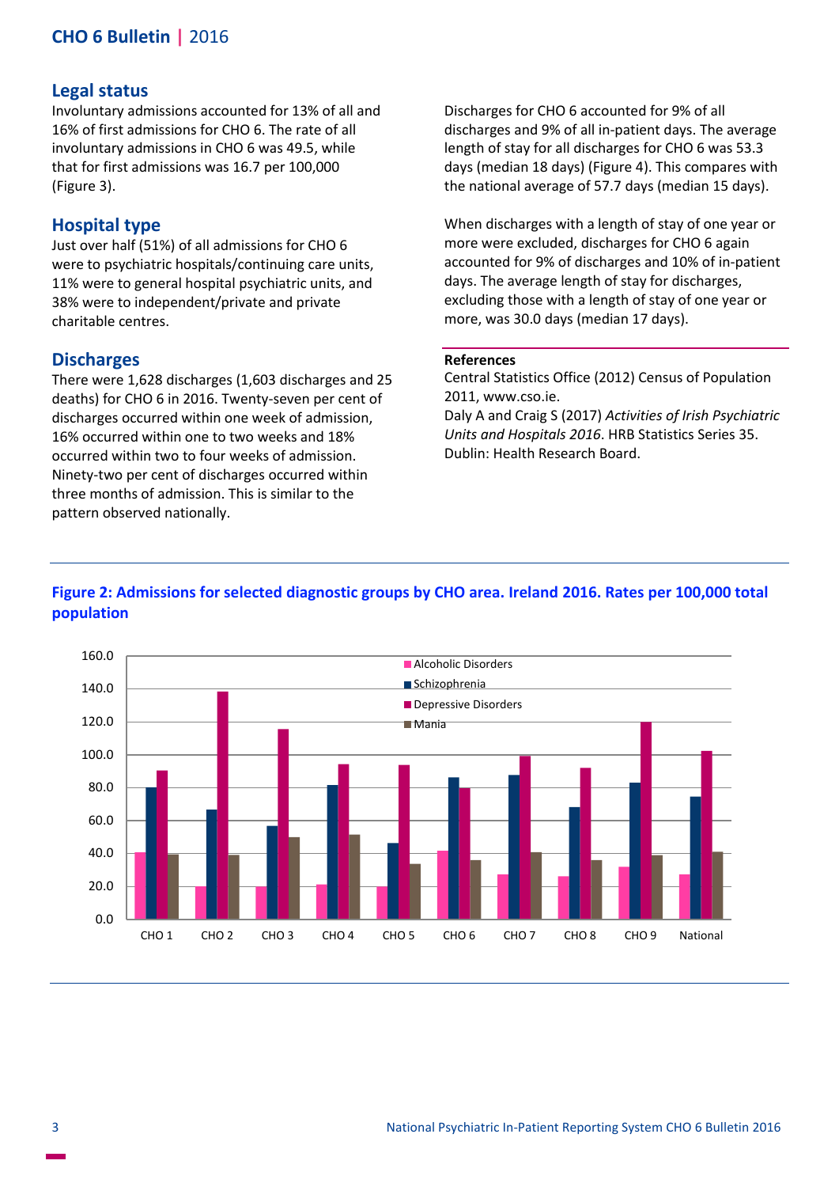## Legal status

Involuntary admissions accounted for 13% of all and 16% of first admissions for CHO 6. The rate of all involuntary admissions in CHO 6 was 49.5, while that for first admissions was 16.7 per 100,000 (Figure 3).

## Hospital type

Just over half (51%) of all admissions for CHO 6 were to psychiatric hospitals/continuing care units, 11% were to general hospital psychiatric units, and 38% were to independent/private and private charitable centres.

## Discharges

There were 1,628 discharges (1,603 discharges and 25 deaths) for CHO 6 in 2016. Twenty-seven per cent of discharges occurred within one week of admission, 16% occurred within one to two weeks and 18% occurred within two to four weeks of admission. Ninety-two per cent of discharges occurred within three months of admission. This is similar to the pattern observed nationally.

Discharges for CHO 6 accounted for 9% of all discharges and 9% of all in-patient days. The average length of stay for all discharges for CHO 6 was 53.3 days (median 18 days) (Figure 4). This compares with the national average of 57.7 days (median 15 days).

When discharges with a length of stay of one year or more were excluded, discharges for CHO 6 again accounted for 9% of discharges and 10% of in-patient days. The average length of stay for discharges, excluding those with a length of stay of one year or more, was 30.0 days (median 17 days).

**References**

Central Statistics Office (2012) Census of Population 2011, www.cso.ie.

Daly A and Craig S (2017) *Activities of Irish Psychiatric Units and Hospitals 2016*. HRB Statistics Series 35. Dublin: Health Research Board.

**Figure 2: Admissions for selected diagnostic groups by CHO area. Ireland 2016. Rates per 100,000 total population**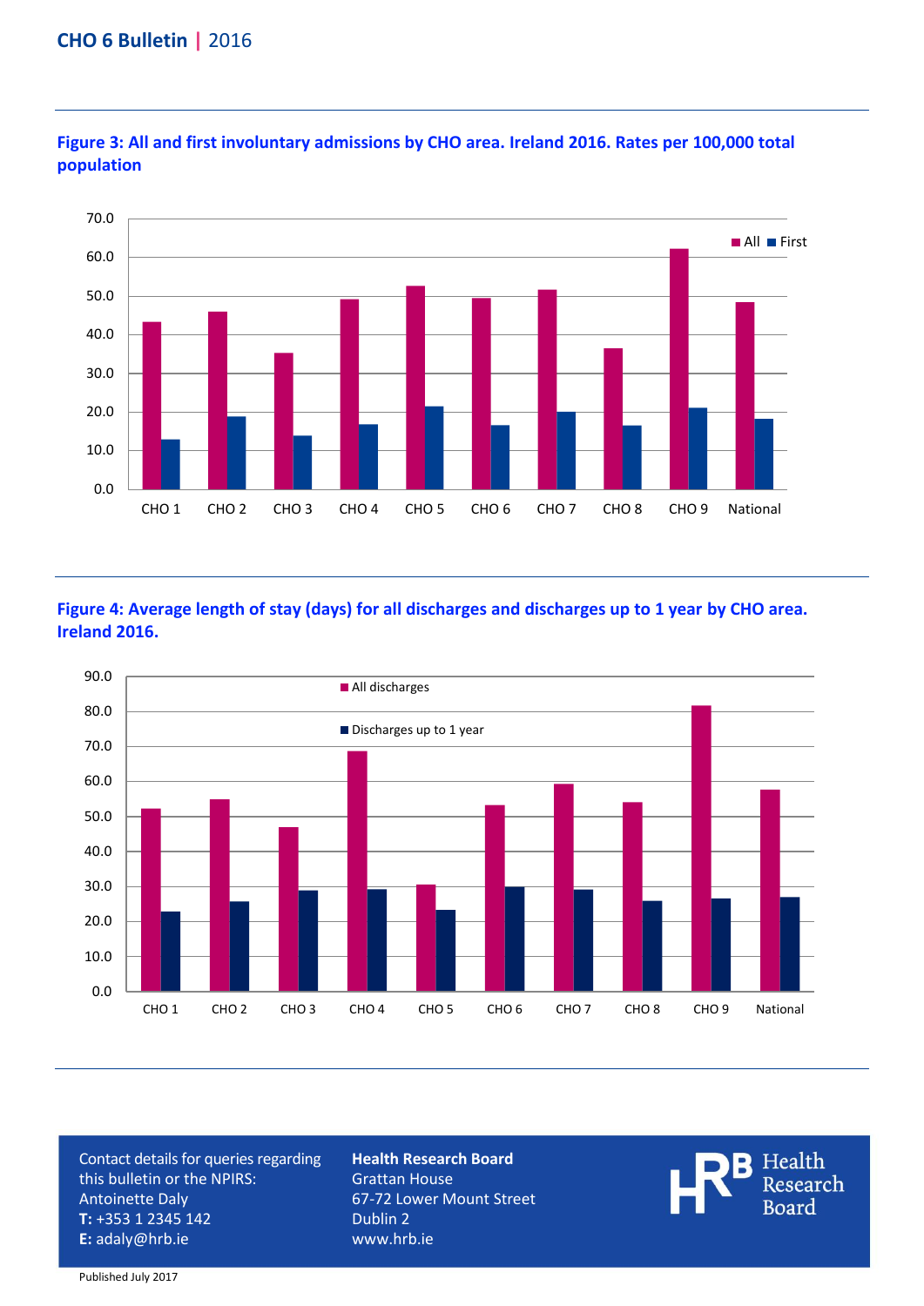**Figure 3: All and first involuntary admissions by CHO area. Ireland 2016. Rates per 100,000 total population**

70.0
60.0
50.0
40.0
30.0
20.0
10.0
0.0

All
First

CHO 1
CHO 2
CHO 3
CHO 4
CHO 5
CHO 6
CHO 7
CHO 8
CHO 9
National

**Figure 4: Average length of stay (days) for all discharges and discharges up to 1 year by CHO area. Ireland 2016.**

90.0
80.0
70.0
60.0
50.0
40.0
30.0
20.0
10.0
0.0

All discharges
Discharges up to 1 year

CHO 1
CHO 2
CHO 3
CHO 4
CHO 5
CHO 6
CHO 7
CHO 8
CHO 9
National

Contact details for queries regarding this bulletin or the NPIRS:
Antoinette Daly
**T:** +353 1 2345 142
**E:** adaly@hrb.ie

**Health Research Board**
Grattan House
67-72 Lower Mount Street
Dublin 2
www.hrb.ie

Health Research Board

Published July 2017